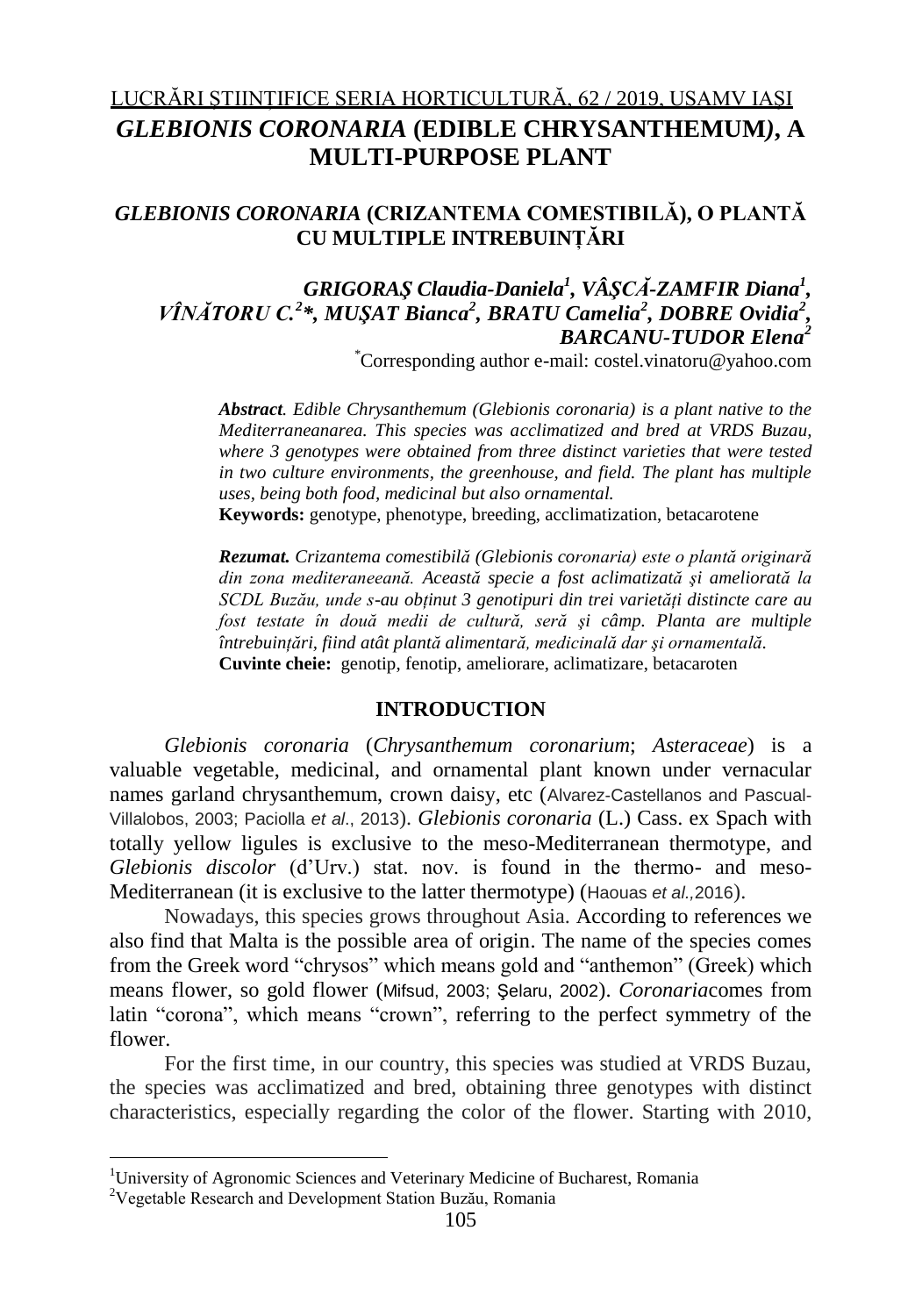LUCRĂRI ŞTIINTIFICE SERIA HORTICULTURĂ, 62 / 2019, USAMV IAŞI

# *GLEBIONIS CORONARIA* (EDIBLE CHRYSANTHEMUM*)*, A MULTI-PURPOSE PLANT

## *GLEBIONIS CORONARIA* (CRIZANTEMA COMESTIBILĂ), O PLANTĂ CU MULTIPLE INTREBUINȚĂRI

***GRIGORAŞ Claudia-Daniela[1], VÂŞCĂ-ZAMFIR Diana[1], VÎNĂTORU C.[2]\*, MUŞAT Bianca[2], BRATU Camelia[2], DOBRE Ovidia[2], BARCANU-TUDOR Elena[2]***

\*Corresponding author e-mail: costel.vinatoru@yahoo.com

***Abstract****. Edible Chrysanthemum (Glebionis coronaria) is a plant native to the Mediterraneanarea. This species was acclimatized and bred at VRDS Buzau, where 3 genotypes were obtained from three distinct varieties that were tested in two culture environments, the greenhouse, and field. The plant has multiple uses, being both food, medicinal but also ornamental.*

**Keywords:** genotype, phenotype, breeding, acclimatization, betacarotene

***Rezumat****. Crizantema comestibilă (Glebionis coronaria) este o plantă originară din zona mediteraneeană. Această specie a fost aclimatizată şi ameliorată la SCDL Buzău, unde s-au obținut 3 genotipuri din trei varietăți distincte care au fost testate în două medii de cultură, seră şi câmp. Planta are multiple întrebuințări, fiind atât plantă alimentară, medicinală dar şi ornamentală.*

**Cuvinte cheie:** genotip, fenotip, ameliorare, aclimatizare, betacaroten

## INTRODUCTION

*Glebionis coronaria* (*Chrysanthemum coronarium*; *Asteraceae*) is a valuable vegetable, medicinal, and ornamental plant known under vernacular names garland chrysanthemum, crown daisy, etc (Alvarez-Castellanos and Pascual-Villalobos, 2003; Paciolla *et al*., 2013). *Glebionis coronaria* (L.) Cass. ex Spach with totally yellow ligules is exclusive to the meso-Mediterranean thermotype, and *Glebionis discolor* (d'Urv.) stat. nov. is found in the thermo- and meso-Mediterranean (it is exclusive to the latter thermotype) (Haouas *et al.,*2016).

Nowadays, this species grows throughout Asia. According to references we also find that Malta is the possible area of origin. The name of the species comes from the Greek word "chrysos" which means gold and "anthemon" (Greek) which means flower, so gold flower (Mifsud, 2003; Şelaru, 2002). *Coronaria*comes from latin "corona", which means "crown", referring to the perfect symmetry of the flower.

For the first time, in our country, this species was studied at VRDS Buzau, the species was acclimatized and bred, obtaining three genotypes with distinct characteristics, especially regarding the color of the flower. Starting with 2010,

[1]University of Agronomic Sciences and Veterinary Medicine of Bucharest, Romania

[2]Vegetable Research and Development Station Buzău, Romania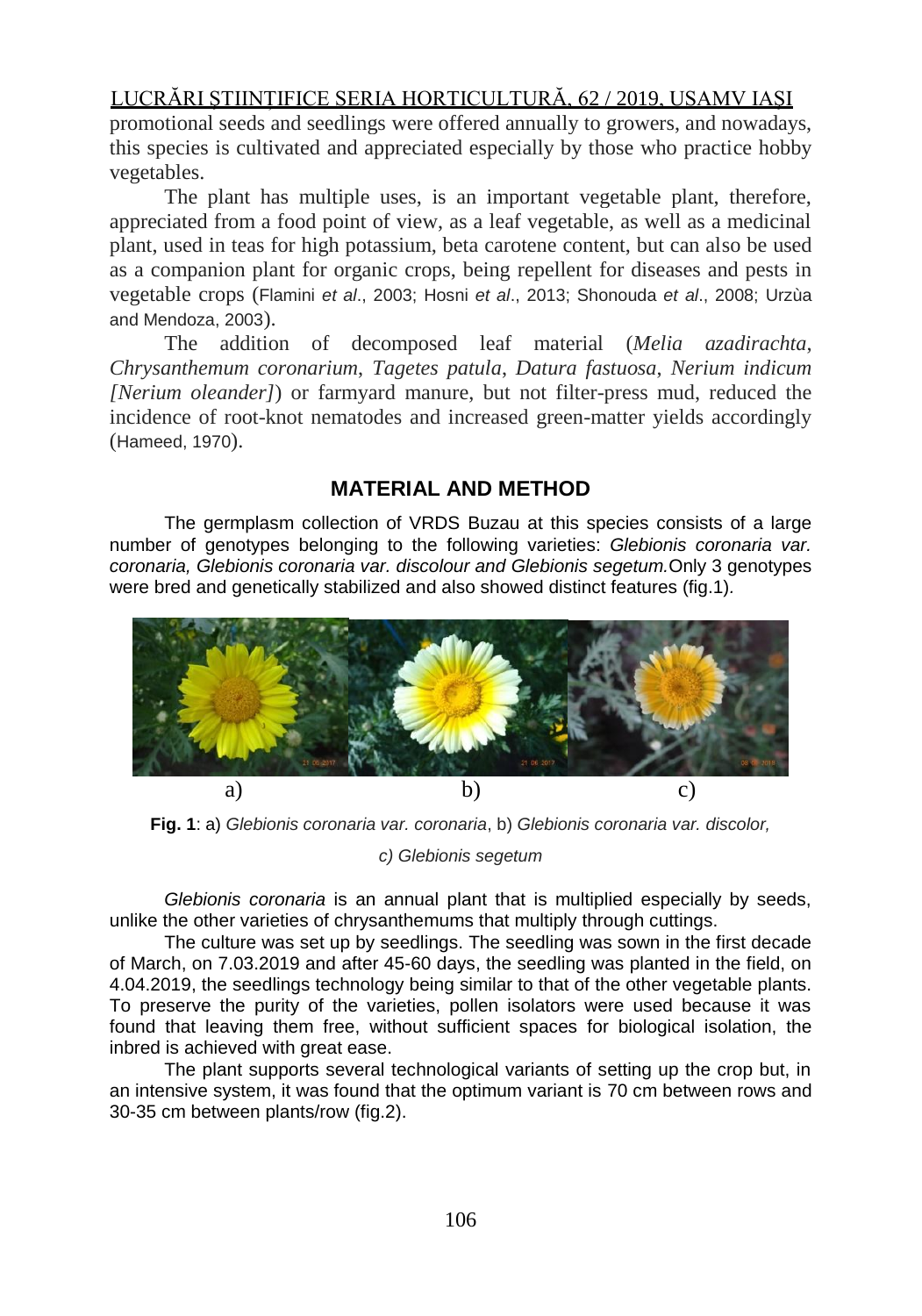promotional seeds and seedlings were offered annually to growers, and nowadays, this species is cultivated and appreciated especially by those who practice hobby vegetables.

The plant has multiple uses, is an important vegetable plant, therefore, appreciated from a food point of view, as a leaf vegetable, as well as a medicinal plant, used in teas for high potassium, beta carotene content, but can also be used as a companion plant for organic crops, being repellent for diseases and pests in vegetable crops (Flamini *et al*., 2003; Hosni *et al*., 2013; Shonouda *et al*., 2008; Urzùa and Mendoza, 2003).

The addition of decomposed leaf material (*Melia azadirachta*, *Chrysanthemum coronarium*, *Tagetes patula*, *Datura fastuosa*, *Nerium indicum [Nerium oleander]*) or farmyard manure, but not filter-press mud, reduced the incidence of root-knot nematodes and increased green-matter yields accordingly (Hameed, 1970).

## MATERIAL AND METHOD

The germplasm collection of VRDS Buzau at this species consists of a large number of genotypes belonging to the following varieties: *Glebionis coronaria var. coronaria, Glebionis coronaria var. discolour and Glebionis segetum.* Only 3 genotypes were bred and genetically stabilized and also showed distinct features (fig.1).

a) b) c)

**Fig. 1**: a) *Glebionis coronaria var. coronaria*, b) *Glebionis coronaria var. discolor, c) Glebionis segetum*

*Glebionis coronaria* is an annual plant that is multiplied especially by seeds, unlike the other varieties of chrysanthemums that multiply through cuttings.

The culture was set up by seedlings. The seedling was sown in the first decade of March, on 7.03.2019 and after 45-60 days, the seedling was planted in the field, on 4.04.2019, the seedlings technology being similar to that of the other vegetable plants. To preserve the purity of the varieties, pollen isolators were used because it was found that leaving them free, without sufficient spaces for biological isolation, the inbred is achieved with great ease.

The plant supports several technological variants of setting up the crop but, in an intensive system, it was found that the optimum variant is 70 cm between rows and 30-35 cm between plants/row (fig.2).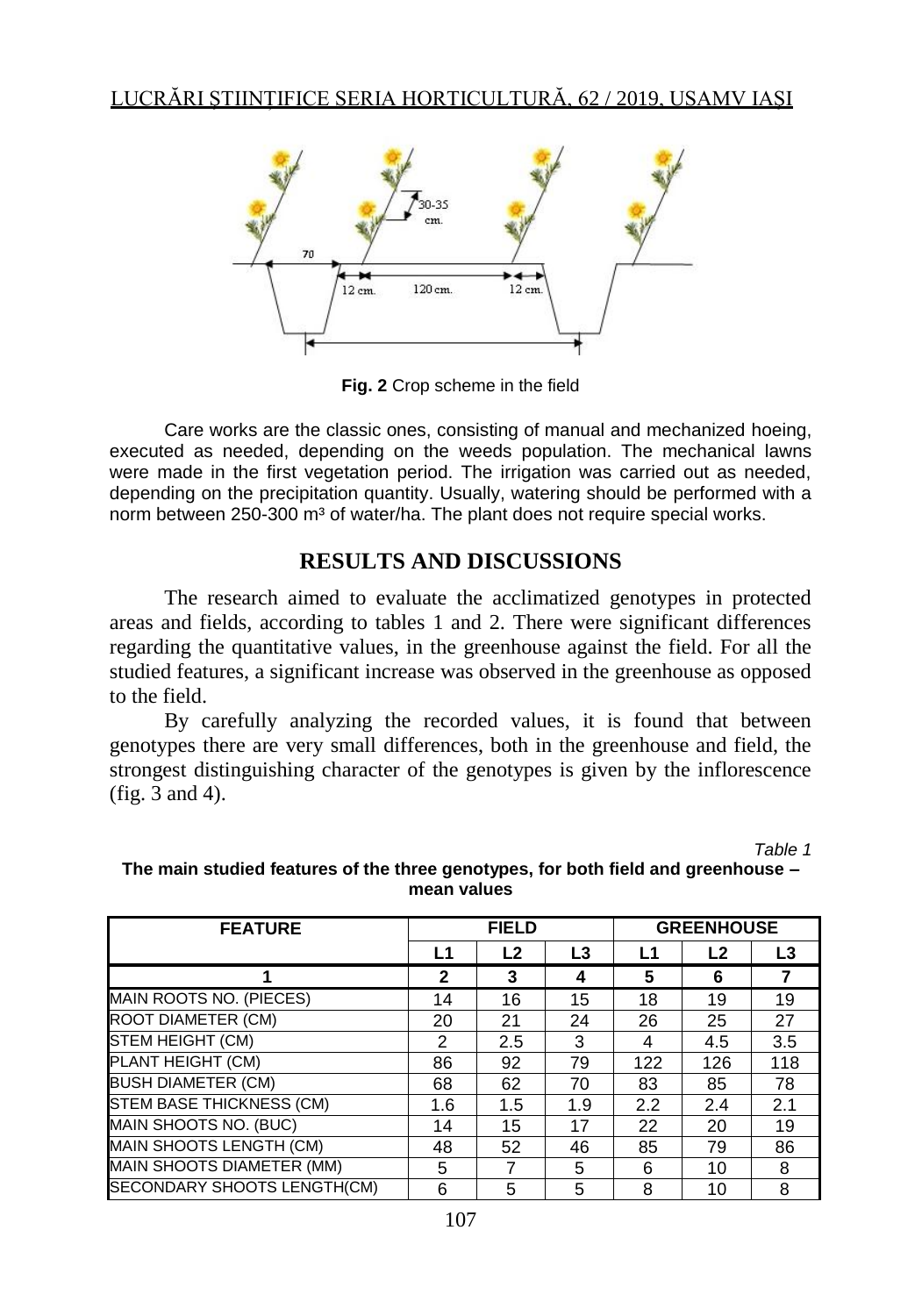Fig. 2 Crop scheme in the field

Care works are the classic ones, consisting of manual and mechanized hoeing, executed as needed, depending on the weeds population. The mechanical lawns were made in the first vegetation period. The irrigation was carried out as needed, depending on the precipitation quantity. Usually, watering should be performed with a norm between 250-300 m³ of water/ha. The plant does not require special works.

## RESULTS AND DISCUSSIONS

The research aimed to evaluate the acclimatized genotypes in protected areas and fields, according to tables 1 and 2. There were significant differences regarding the quantitative values, in the greenhouse against the field. For all the studied features, a significant increase was observed in the greenhouse as opposed to the field.

By carefully analyzing the recorded values, it is found that between genotypes there are very small differences, both in the greenhouse and field, the strongest distinguishing character of the genotypes is given by the inflorescence (fig. 3 and 4).

*Table 1*

**The main studied features of the three genotypes, for both field and greenhouse – mean values**

| FEATURE | FIELD | | | GREENHOUSE | | |
|---|---|---|---|---|---|---|
| | L1 | L2 | L3 | L1 | L2 | L3 |
| 1 | 2 | 3 | 4 | 5 | 6 | 7 |
| MAIN ROOTS NO. (PIECES) | 14 | 16 | 15 | 18 | 19 | 19 |
| ROOT DIAMETER (CM) | 20 | 21 | 24 | 26 | 25 | 27 |
| STEM HEIGHT (CM) | 2 | 2.5 | 3 | 4 | 4.5 | 3.5 |
| PLANT HEIGHT (CM) | 86 | 92 | 79 | 122 | 126 | 118 |
| BUSH DIAMETER (CM) | 68 | 62 | 70 | 83 | 85 | 78 |
| STEM BASE THICKNESS (CM) | 1.6 | 1.5 | 1.9 | 2.2 | 2.4 | 2.1 |
| MAIN SHOOTS NO. (BUC) | 14 | 15 | 17 | 22 | 20 | 19 |
| MAIN SHOOTS LENGTH (CM) | 48 | 52 | 46 | 85 | 79 | 86 |
| MAIN SHOOTS DIAMETER (MM) | 5 | 7 | 5 | 6 | 10 | 8 |
| SECONDARY SHOOTS LENGTH(CM) | 6 | 5 | 5 | 8 | 10 | 8 |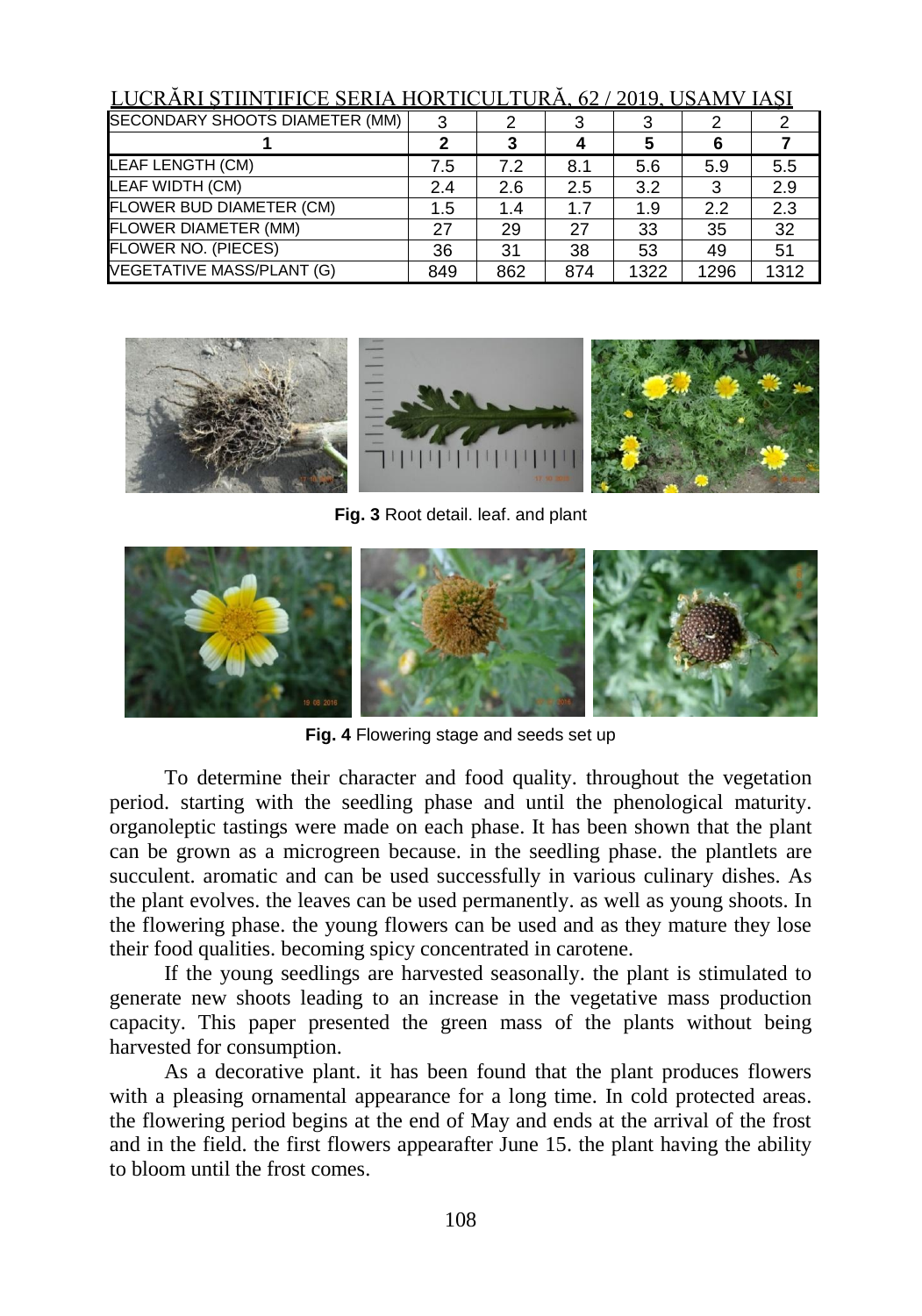| SECONDARY SHOOTS DIAMETER (MM) | 3 | 2 | 3 | 3 | 2 | 2 |
|---|---|---|---|---|---|---|
| **1** | **2** | **3** | **4** | **5** | **6** | **7** |
| LEAF LENGTH (CM) | 7.5 | 7.2 | 8.1 | 5.6 | 5.9 | 5.5 |
| LEAF WIDTH (CM) | 2.4 | 2.6 | 2.5 | 3.2 | 3 | 2.9 |
| FLOWER BUD DIAMETER (CM) | 1.5 | 1.4 | 1.7 | 1.9 | 2.2 | 2.3 |
| FLOWER DIAMETER (MM) | 27 | 29 | 27 | 33 | 35 | 32 |
| FLOWER NO. (PIECES) | 36 | 31 | 38 | 53 | 49 | 51 |
| VEGETATIVE MASS/PLANT (G) | 849 | 862 | 874 | 1322 | 1296 | 1312 |

**Fig. 3** Root detail. leaf. and plant

**Fig. 4** Flowering stage and seeds set up

To determine their character and food quality. throughout the vegetation period. starting with the seedling phase and until the phenological maturity. organoleptic tastings were made on each phase. It has been shown that the plant can be grown as a microgreen because. in the seedling phase. the plantlets are succulent. aromatic and can be used successfully in various culinary dishes. As the plant evolves. the leaves can be used permanently. as well as young shoots. In the flowering phase. the young flowers can be used and as they mature they lose their food qualities. becoming spicy concentrated in carotene.

If the young seedlings are harvested seasonally. the plant is stimulated to generate new shoots leading to an increase in the vegetative mass production capacity. This paper presented the green mass of the plants without being harvested for consumption.

As a decorative plant. it has been found that the plant produces flowers with a pleasing ornamental appearance for a long time. In cold protected areas. the flowering period begins at the end of May and ends at the arrival of the frost and in the field. the first flowers appearafter June 15. the plant having the ability to bloom until the frost comes.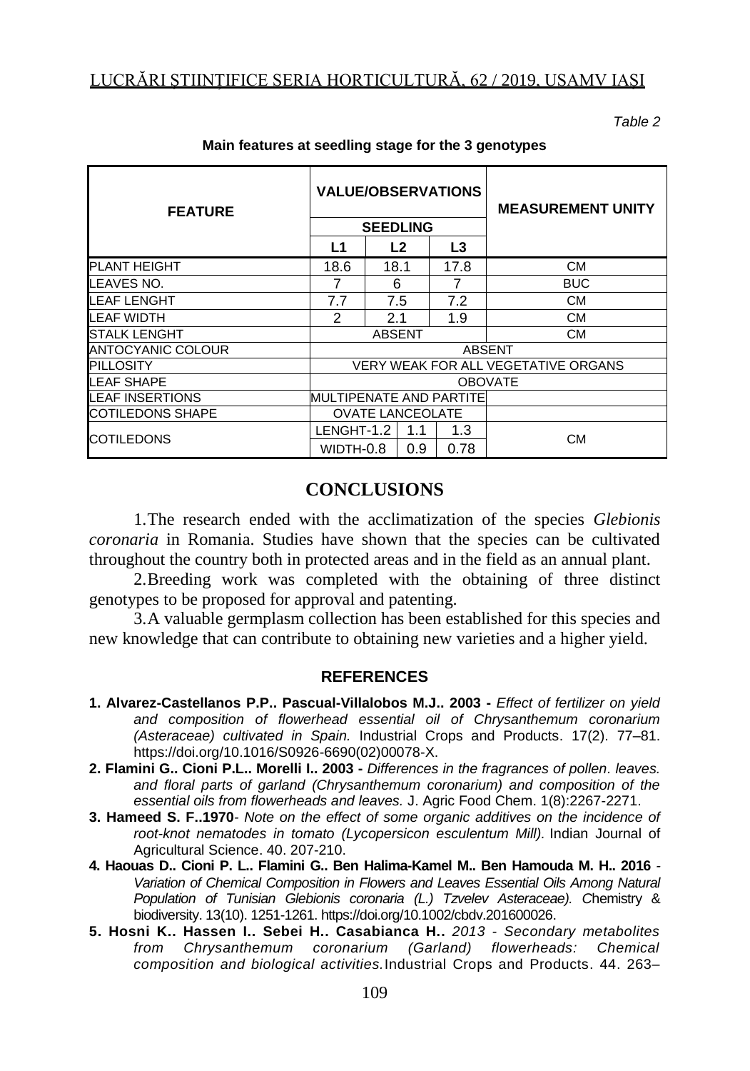Table 2

**Main features at seedling stage for the 3 genotypes**

| FEATURE | VALUE/OBSERVATIONS | | | MEASUREMENT UNITY |
|---|---|---|---|---|
| | SEEDLING | | | |
| | L1 | L2 | L3 | |
| PLANT HEIGHT | 18.6 | 18.1 | 17.8 | CM |
| LEAVES NO. | 7 | 6 | 7 | BUC |
| LEAF LENGHT | 7.7 | 7.5 | 7.2 | CM |
| LEAF WIDTH | 2 | 2.1 | 1.9 | CM |
| STALK LENGHT | ABSENT | | | CM |
| ANTOCYANIC COLOUR | ABSENT | | | |
| PILLOSITY | VERY WEAK FOR ALL VEGETATIVE ORGANS | | | |
| LEAF SHAPE | OBOVATE | | | |
| LEAF INSERTIONS | MULTIPENATE AND PARTITE | | | |
| COTILEDONS SHAPE | OVATE LANCEOLATE | | | |
| COTILEDONS | LENGHT-1.2 | 1.1 | 1.3 | CM |
| | WIDTH-0.8 | 0.9 | 0.78 | |

## CONCLUSIONS

1.The research ended with the acclimatization of the species *Glebionis coronaria* in Romania. Studies have shown that the species can be cultivated throughout the country both in protected areas and in the field as an annual plant.

2.Breeding work was completed with the obtaining of three distinct genotypes to be proposed for approval and patenting.

3.A valuable germplasm collection has been established for this species and new knowledge that can contribute to obtaining new varieties and a higher yield.

## REFERENCES

1. **Alvarez-Castellanos P.P.. Pascual-Villalobos M.J.. 2003 -** *Effect of fertilizer on yield and composition of flowerhead essential oil of Chrysanthemum coronarium (Asteraceae) cultivated in Spain.* Industrial Crops and Products. 17(2). 77–81. https://doi.org/10.1016/S0926-6690(02)00078-X.
2. **Flamini G.. Cioni P.L.. Morelli I.. 2003 -** *Differences in the fragrances of pollen. leaves. and floral parts of garland (Chrysanthemum coronarium) and composition of the essential oils from flowerheads and leaves.* J. Agric Food Chem. 1(8):2267-2271.
3. **Hameed S. F..1970**- *Note on the effect of some organic additives on the incidence of root-knot nematodes in tomato (Lycopersicon esculentum Mill).* Indian Journal of Agricultural Science. 40. 207-210.
4. **Haouas D.. Cioni P. L.. Flamini G.. Ben Halima-Kamel M.. Ben Hamouda M. H.. 2016** - *Variation of Chemical Composition in Flowers and Leaves Essential Oils Among Natural Population of Tunisian Glebionis coronaria (L.) Tzvelev Asteraceae).* Chemistry & biodiversity. 13(10). 1251-1261. https://doi.org/10.1002/cbdv.201600026.
5. **Hosni K.. Hassen I.. Sebei H.. Casabianca H..** *2013 - Secondary metabolites from Chrysanthemum coronarium (Garland) flowerheads: Chemical composition and biological activities.* Industrial Crops and Products. 44. 263–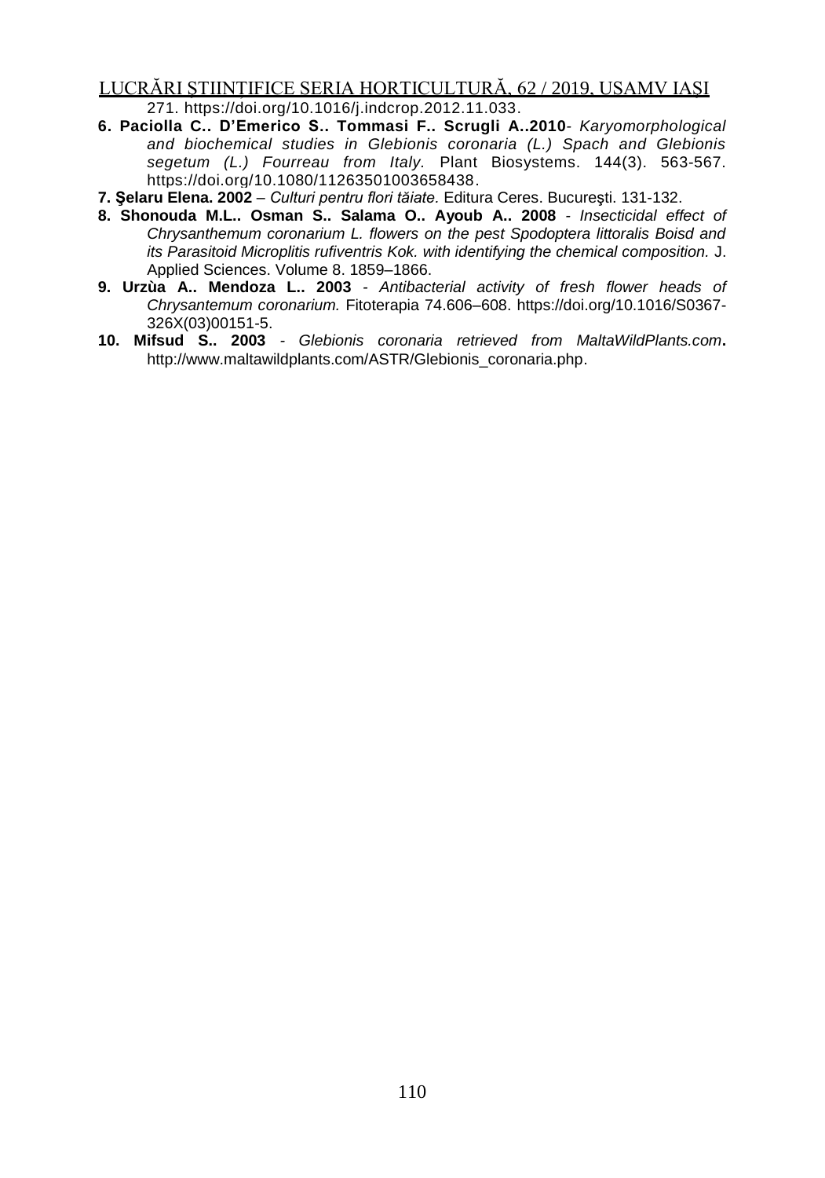271. https://doi.org/10.1016/j.indcrop.2012.11.033.

**6. Paciolla C.. D'Emerico S.. Tommasi F.. Scrugli A..2010**- *Karyomorphological and biochemical studies in Glebionis coronaria (L.) Spach and Glebionis segetum (L.) Fourreau from Italy.* Plant Biosystems. 144(3). 563-567. https://doi.org/10.1080/11263501003658438.

**7. Şelaru Elena. 2002** – *Culturi pentru flori tăiate.* Editura Ceres. Bucureşti. 131-132.

**8. Shonouda M.L.. Osman S.. Salama O.. Ayoub A.. 2008** - *Insecticidal effect of Chrysanthemum coronarium L. flowers on the pest Spodoptera littoralis Boisd and its Parasitoid Microplitis rufiventris Kok. with identifying the chemical composition.* J. Applied Sciences. Volume 8. 1859–1866.

**9. Urzùa A.. Mendoza L.. 2003** - *Antibacterial activity of fresh flower heads of Chrysantemum coronarium.* Fitoterapia 74.606–608. https://doi.org/10.1016/S0367-326X(03)00151-5.

**10. Mifsud S.. 2003** - *Glebionis coronaria retrieved from MaltaWildPlants.com***.** http://www.maltawildplants.com/ASTR/Glebionis_coronaria.php.